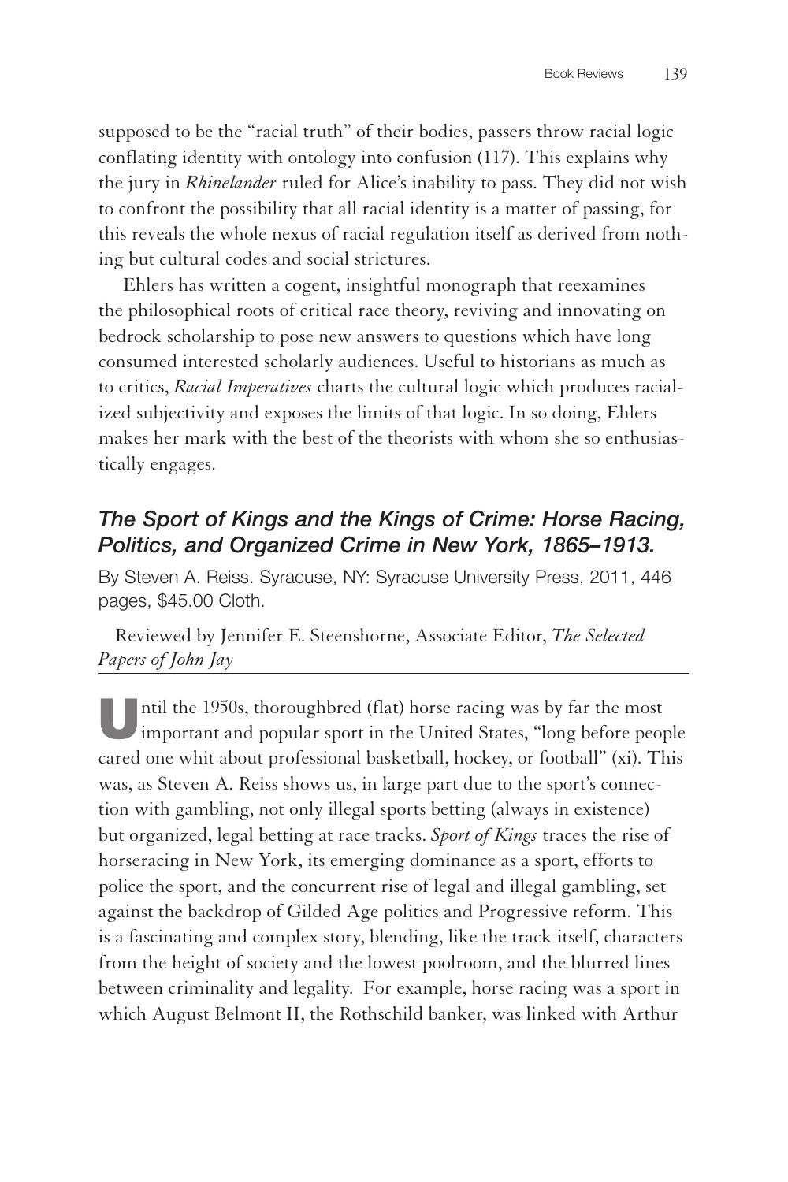supposed to be the "racial truth" of their bodies, passers throw racial logic conflating identity with ontology into confusion (117). This explains why the jury in *Rhinelander* ruled for Alice's inability to pass. They did not wish to confront the possibility that all racial identity is a matter of passing, for this reveals the whole nexus of racial regulation itself as derived from nothing but cultural codes and social strictures.

Ehlers has written a cogent, insightful monograph that reexamines the philosophical roots of critical race theory, reviving and innovating on bedrock scholarship to pose new answers to questions which have long consumed interested scholarly audiences. Useful to historians as much as to critics, *Racial Imperatives* charts the cultural logic which produces racialized subjectivity and exposes the limits of that logic. In so doing, Ehlers makes her mark with the best of the theorists with whom she so enthusiastically engages.

## *The Sport of Kings and the Kings of Crime: Horse Racing, Politics, and Organized Crime in New York, 1865–1913.*

By Steven A. Reiss. Syracuse, NY: Syracuse University Press, 2011, 446 pages, $45.00 Cloth.

Reviewed by Jennifer E. Steenshorne, Associate Editor, *The Selected Papers of John Jay*

Until the 1950s, thoroughbred (flat) horse racing was by far the most important and popular sport in the United States, "long before people cared one whit about professional basketball, hockey, or football" (xi). This was, as Steven A. Reiss shows us, in large part due to the sport's connection with gambling, not only illegal sports betting (always in existence) but organized, legal betting at race tracks. *Sport of Kings* traces the rise of horseracing in New York, its emerging dominance as a sport, efforts to police the sport, and the concurrent rise of legal and illegal gambling, set against the backdrop of Gilded Age politics and Progressive reform. This is a fascinating and complex story, blending, like the track itself, characters from the height of society and the lowest poolroom, and the blurred lines between criminality and legality. For example, horse racing was a sport in which August Belmont II, the Rothschild banker, was linked with Arthur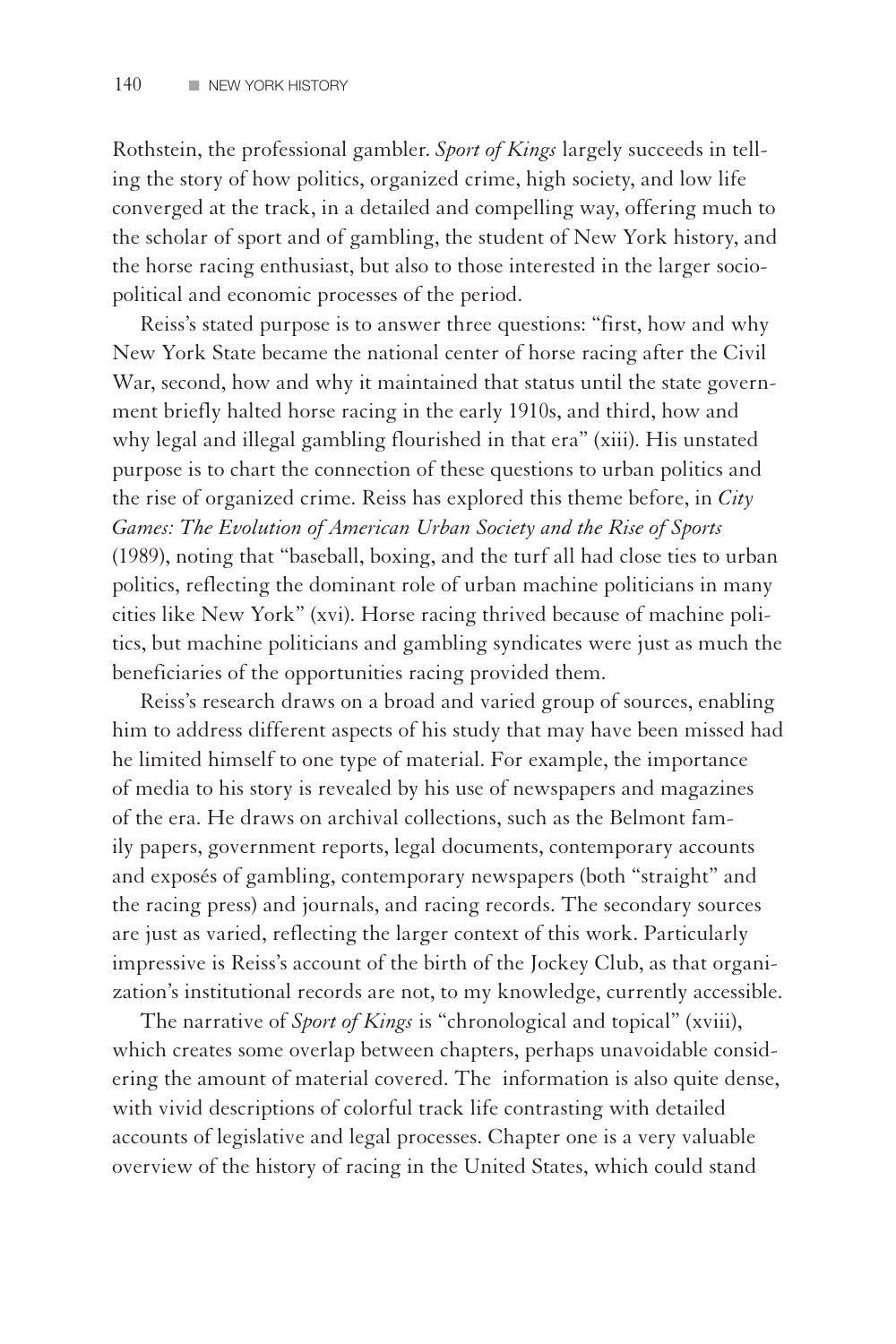Rothstein, the professional gambler. *Sport of Kings* largely succeeds in telling the story of how politics, organized crime, high society, and low life converged at the track, in a detailed and compelling way, offering much to the scholar of sport and of gambling, the student of New York history, and the horse racing enthusiast, but also to those interested in the larger sociopolitical and economic processes of the period.

Reiss's stated purpose is to answer three questions: "first, how and why New York State became the national center of horse racing after the Civil War, second, how and why it maintained that status until the state government briefly halted horse racing in the early 1910s, and third, how and why legal and illegal gambling flourished in that era" (xiii). His unstated purpose is to chart the connection of these questions to urban politics and the rise of organized crime. Reiss has explored this theme before, in *City Games: The Evolution of American Urban Society and the Rise of Sports* (1989), noting that "baseball, boxing, and the turf all had close ties to urban politics, reflecting the dominant role of urban machine politicians in many cities like New York" (xvi). Horse racing thrived because of machine politics, but machine politicians and gambling syndicates were just as much the beneficiaries of the opportunities racing provided them.

Reiss's research draws on a broad and varied group of sources, enabling him to address different aspects of his study that may have been missed had he limited himself to one type of material. For example, the importance of media to his story is revealed by his use of newspapers and magazines of the era. He draws on archival collections, such as the Belmont family papers, government reports, legal documents, contemporary accounts and exposés of gambling, contemporary newspapers (both "straight" and the racing press) and journals, and racing records. The secondary sources are just as varied, reflecting the larger context of this work. Particularly impressive is Reiss's account of the birth of the Jockey Club, as that organization's institutional records are not, to my knowledge, currently accessible.

The narrative of *Sport of Kings* is "chronological and topical" (xviii), which creates some overlap between chapters, perhaps unavoidable considering the amount of material covered. The information is also quite dense, with vivid descriptions of colorful track life contrasting with detailed accounts of legislative and legal processes. Chapter one is a very valuable overview of the history of racing in the United States, which could stand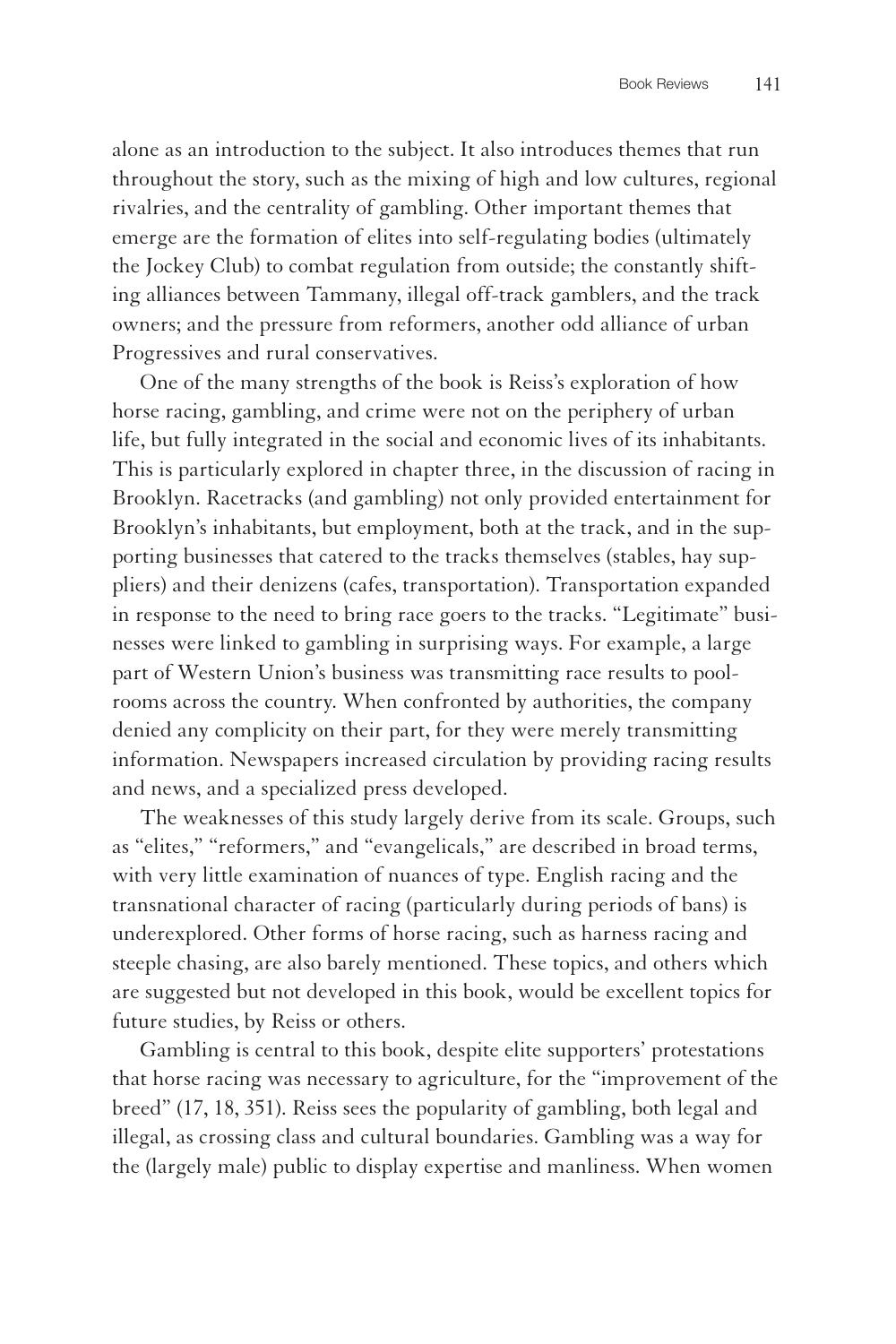alone as an introduction to the subject. It also introduces themes that run throughout the story, such as the mixing of high and low cultures, regional rivalries, and the centrality of gambling. Other important themes that emerge are the formation of elites into self-regulating bodies (ultimately the Jockey Club) to combat regulation from outside; the constantly shifting alliances between Tammany, illegal off-track gamblers, and the track owners; and the pressure from reformers, another odd alliance of urban Progressives and rural conservatives.

One of the many strengths of the book is Reiss's exploration of how horse racing, gambling, and crime were not on the periphery of urban life, but fully integrated in the social and economic lives of its inhabitants. This is particularly explored in chapter three, in the discussion of racing in Brooklyn. Racetracks (and gambling) not only provided entertainment for Brooklyn's inhabitants, but employment, both at the track, and in the supporting businesses that catered to the tracks themselves (stables, hay suppliers) and their denizens (cafes, transportation). Transportation expanded in response to the need to bring race goers to the tracks. "Legitimate" businesses were linked to gambling in surprising ways. For example, a large part of Western Union's business was transmitting race results to poolrooms across the country. When confronted by authorities, the company denied any complicity on their part, for they were merely transmitting information. Newspapers increased circulation by providing racing results and news, and a specialized press developed.

The weaknesses of this study largely derive from its scale. Groups, such as "elites," "reformers," and "evangelicals," are described in broad terms, with very little examination of nuances of type. English racing and the transnational character of racing (particularly during periods of bans) is underexplored. Other forms of horse racing, such as harness racing and steeple chasing, are also barely mentioned. These topics, and others which are suggested but not developed in this book, would be excellent topics for future studies, by Reiss or others.

Gambling is central to this book, despite elite supporters' protestations that horse racing was necessary to agriculture, for the "improvement of the breed" (17, 18, 351). Reiss sees the popularity of gambling, both legal and illegal, as crossing class and cultural boundaries. Gambling was a way for the (largely male) public to display expertise and manliness. When women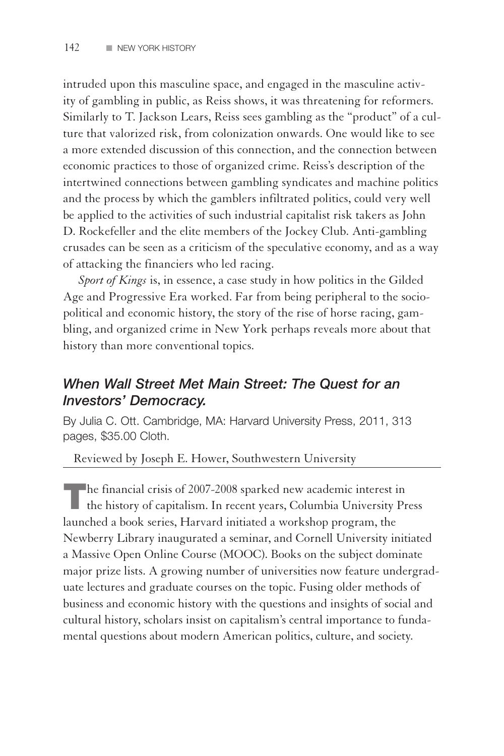intruded upon this masculine space, and engaged in the masculine activity of gambling in public, as Reiss shows, it was threatening for reformers. Similarly to T. Jackson Lears, Reiss sees gambling as the "product" of a culture that valorized risk, from colonization onwards. One would like to see a more extended discussion of this connection, and the connection between economic practices to those of organized crime. Reiss's description of the intertwined connections between gambling syndicates and machine politics and the process by which the gamblers infiltrated politics, could very well be applied to the activities of such industrial capitalist risk takers as John D. Rockefeller and the elite members of the Jockey Club. Anti-gambling crusades can be seen as a criticism of the speculative economy, and as a way of attacking the financiers who led racing.

*Sport of Kings* is, in essence, a case study in how politics in the Gilded Age and Progressive Era worked. Far from being peripheral to the socio-political and economic history, the story of the rise of horse racing, gambling, and organized crime in New York perhaps reveals more about that history than more conventional topics.

## *When Wall Street Met Main Street: The Quest for an Investors' Democracy.*

By Julia C. Ott. Cambridge, MA: Harvard University Press, 2011, 313 pages, $35.00 Cloth.

Reviewed by Joseph E. Hower, Southwestern University

The financial crisis of 2007-2008 sparked new academic interest in the history of capitalism. In recent years, Columbia University Press launched a book series, Harvard initiated a workshop program, the Newberry Library inaugurated a seminar, and Cornell University initiated a Massive Open Online Course (MOOC). Books on the subject dominate major prize lists. A growing number of universities now feature undergraduate lectures and graduate courses on the topic. Fusing older methods of business and economic history with the questions and insights of social and cultural history, scholars insist on capitalism's central importance to fundamental questions about modern American politics, culture, and society.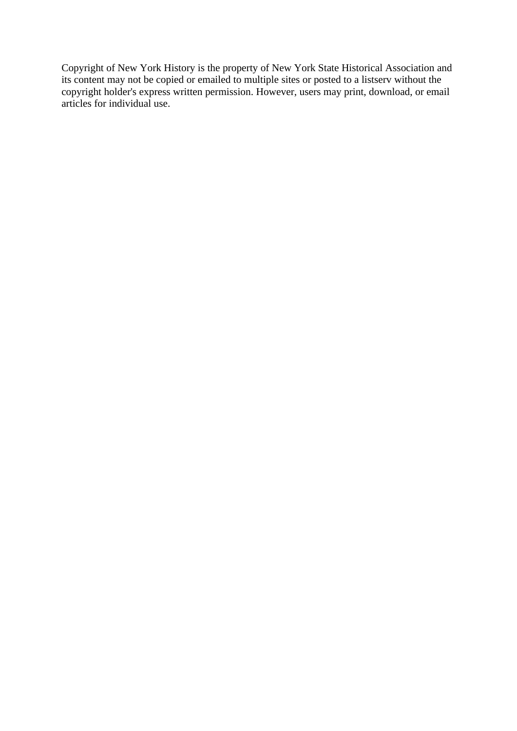Copyright of New York History is the property of New York State Historical Association and its content may not be copied or emailed to multiple sites or posted to a listserv without the copyright holder's express written permission. However, users may print, download, or email articles for individual use.